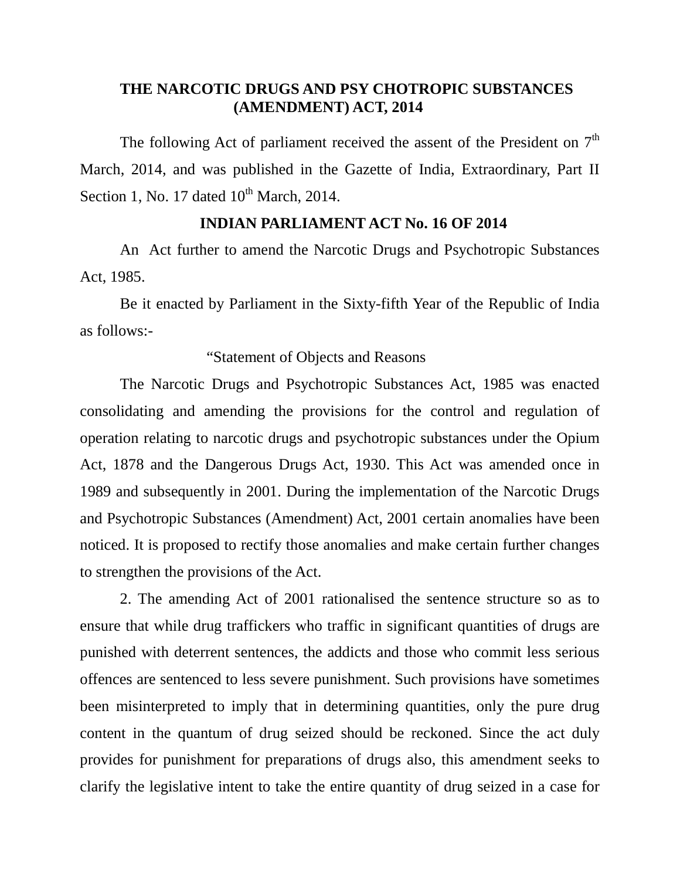# THE NARCOTIC DRUGS AND PSY CHOTROPIC SUBSTANCES (AMENDMENT) ACT, 2014

The following Act of parliament received the assent of the President on 7th March, 2014, and was published in the Gazette of India, Extraordinary, Part II Section 1, No. 17 dated 10th March, 2014.

## INDIAN PARLIAMENT ACT No. 16 OF 2014

An Act further to amend the Narcotic Drugs and Psychotropic Substances Act, 1985.

Be it enacted by Parliament in the Sixty-fifth Year of the Republic of India as follows:-

"Statement of Objects and Reasons

The Narcotic Drugs and Psychotropic Substances Act, 1985 was enacted consolidating and amending the provisions for the control and regulation of operation relating to narcotic drugs and psychotropic substances under the Opium Act, 1878 and the Dangerous Drugs Act, 1930. This Act was amended once in 1989 and subsequently in 2001. During the implementation of the Narcotic Drugs and Psychotropic Substances (Amendment) Act, 2001 certain anomalies have been noticed. It is proposed to rectify those anomalies and make certain further changes to strengthen the provisions of the Act.

2. The amending Act of 2001 rationalised the sentence structure so as to ensure that while drug traffickers who traffic in significant quantities of drugs are punished with deterrent sentences, the addicts and those who commit less serious offences are sentenced to less severe punishment. Such provisions have sometimes been misinterpreted to imply that in determining quantities, only the pure drug content in the quantum of drug seized should be reckoned. Since the act duly provides for punishment for preparations of drugs also, this amendment seeks to clarify the legislative intent to take the entire quantity of drug seized in a case for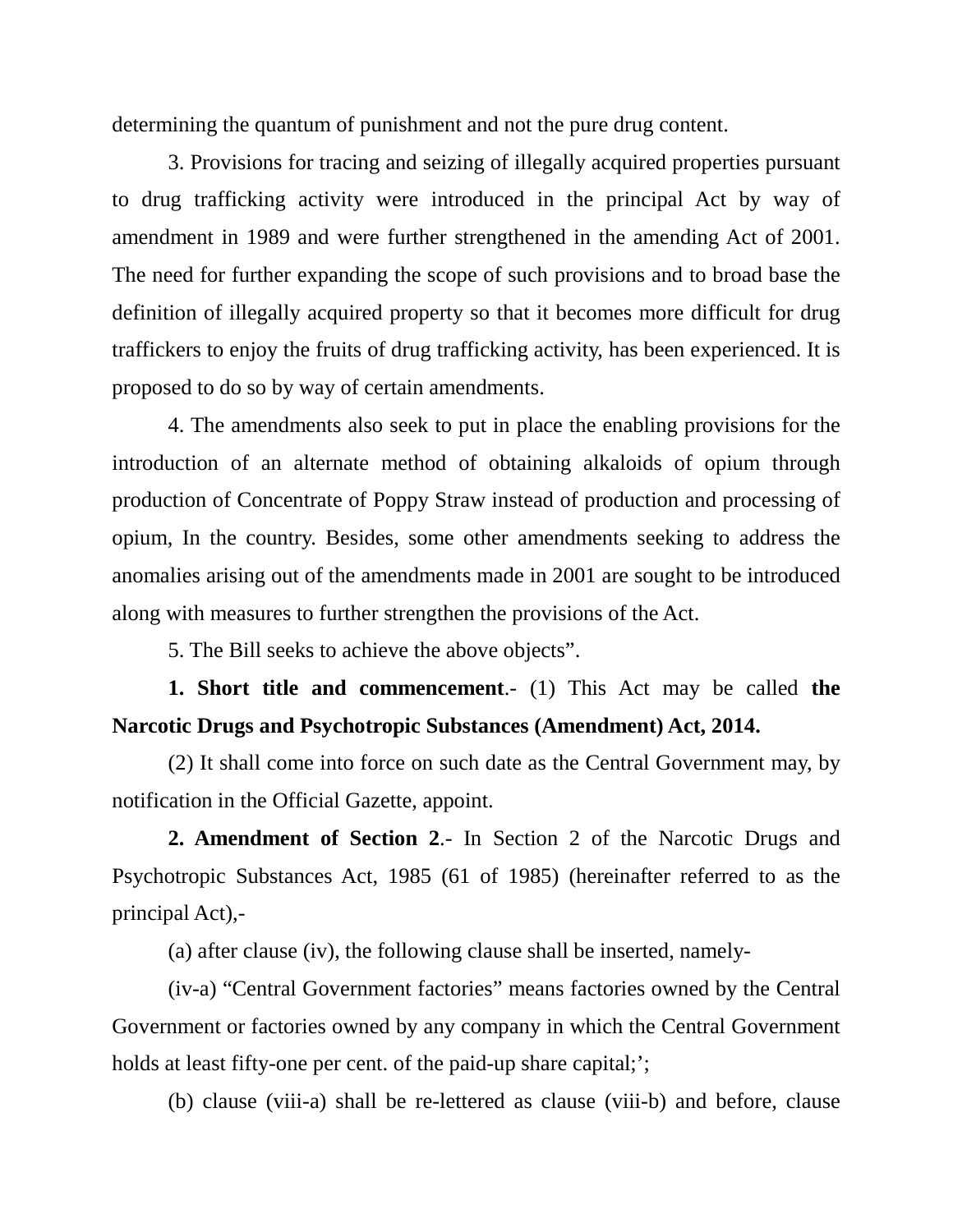determining the quantum of punishment and not the pure drug content.

3. Provisions for tracing and seizing of illegally acquired properties pursuant to drug trafficking activity were introduced in the principal Act by way of amendment in 1989 and were further strengthened in the amending Act of 2001. The need for further expanding the scope of such provisions and to broad base the definition of illegally acquired property so that it becomes more difficult for drug traffickers to enjoy the fruits of drug trafficking activity, has been experienced. It is proposed to do so by way of certain amendments.

4. The amendments also seek to put in place the enabling provisions for the introduction of an alternate method of obtaining alkaloids of opium through production of Concentrate of Poppy Straw instead of production and processing of opium, In the country. Besides, some other amendments seeking to address the anomalies arising out of the amendments made in 2001 are sought to be introduced along with measures to further strengthen the provisions of the Act.

5. The Bill seeks to achieve the above objects".

**1. Short title and commencement**.- (1) This Act may be called **the Narcotic Drugs and Psychotropic Substances (Amendment) Act, 2014.**

(2) It shall come into force on such date as the Central Government may, by notification in the Official Gazette, appoint.

**2. Amendment of Section 2**.- In Section 2 of the Narcotic Drugs and Psychotropic Substances Act, 1985 (61 of 1985) (hereinafter referred to as the principal Act),-

(a) after clause (iv), the following clause shall be inserted, namely-

(iv-a) "Central Government factories" means factories owned by the Central Government or factories owned by any company in which the Central Government holds at least fifty-one per cent. of the paid-up share capital;';

(b) clause (viii-a) shall be re-lettered as clause (viii-b) and before, clause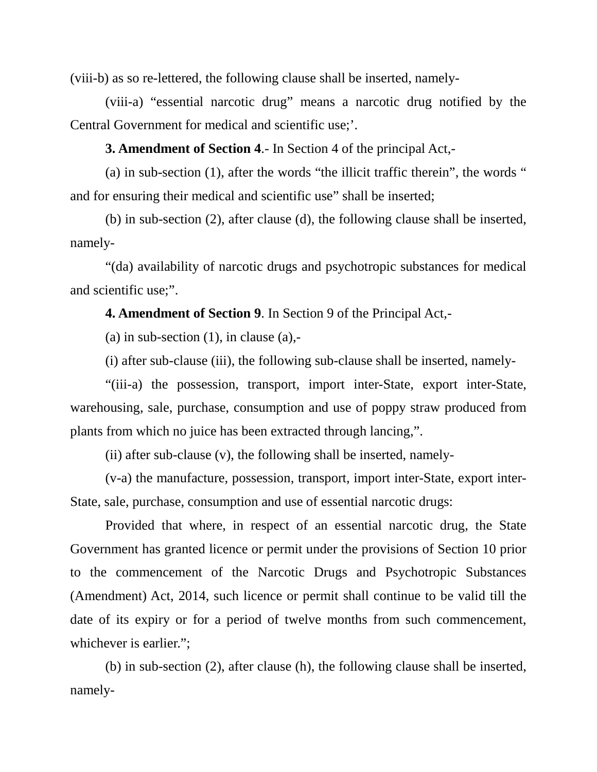(viii-b) as so re-lettered, the following clause shall be inserted, namely-

(viii-a) “essential narcotic drug” means a narcotic drug notified by the Central Government for medical and scientific use;’.

**3. Amendment of Section 4**.- In Section 4 of the principal Act,-

(a) in sub-section (1), after the words “the illicit traffic therein”, the words “ and for ensuring their medical and scientific use” shall be inserted;

(b) in sub-section (2), after clause (d), the following clause shall be inserted, namely-

“(da) availability of narcotic drugs and psychotropic substances for medical and scientific use;”.

**4. Amendment of Section 9**. In Section 9 of the Principal Act,-

(a) in sub-section (1), in clause (a),-

(i) after sub-clause (iii), the following sub-clause shall be inserted, namely-

“(iii-a) the possession, transport, import inter-State, export inter-State, warehousing, sale, purchase, consumption and use of poppy straw produced from plants from which no juice has been extracted through lancing,”.

(ii) after sub-clause (v), the following shall be inserted, namely-

(v-a) the manufacture, possession, transport, import inter-State, export inter-State, sale, purchase, consumption and use of essential narcotic drugs:

Provided that where, in respect of an essential narcotic drug, the State Government has granted licence or permit under the provisions of Section 10 prior to the commencement of the Narcotic Drugs and Psychotropic Substances (Amendment) Act, 2014, such licence or permit shall continue to be valid till the date of its expiry or for a period of twelve months from such commencement, whichever is earlier.”;

(b) in sub-section (2), after clause (h), the following clause shall be inserted, namely-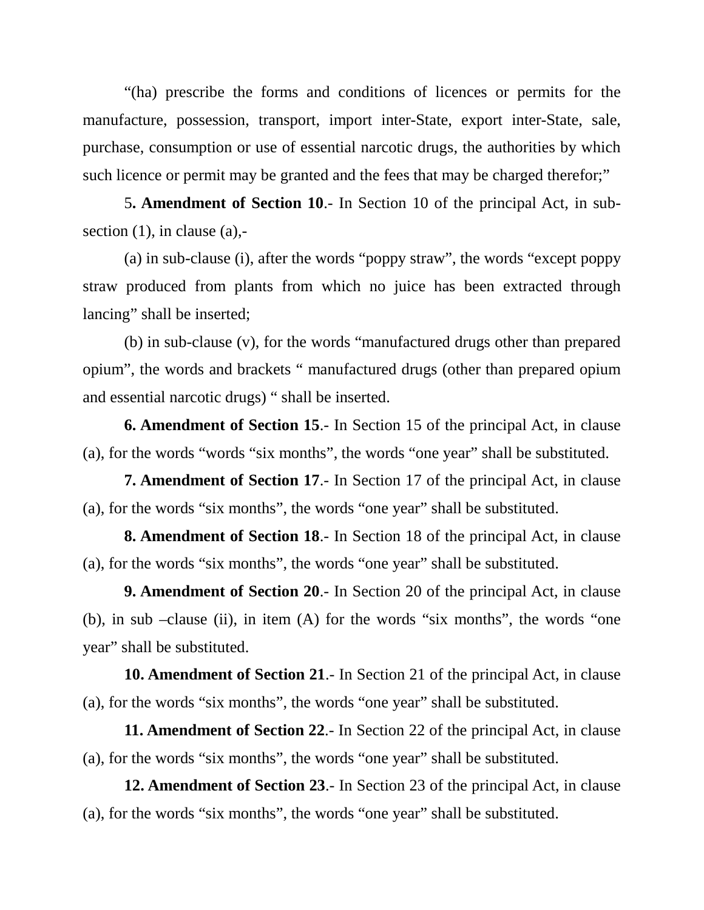"(ha) prescribe the forms and conditions of licences or permits for the manufacture, possession, transport, import inter-State, export inter-State, sale, purchase, consumption or use of essential narcotic drugs, the authorities by which such licence or permit may be granted and the fees that may be charged therefor;"

5**. Amendment of Section 10**.- In Section 10 of the principal Act, in sub-section (1), in clause (a),-

(a) in sub-clause (i), after the words "poppy straw", the words "except poppy straw produced from plants from which no juice has been extracted through lancing" shall be inserted;

(b) in sub-clause (v), for the words "manufactured drugs other than prepared opium", the words and brackets " manufactured drugs (other than prepared opium and essential narcotic drugs) " shall be inserted.

**6. Amendment of Section 15**.- In Section 15 of the principal Act, in clause (a), for the words "words "six months", the words "one year" shall be substituted.

**7. Amendment of Section 17**.- In Section 17 of the principal Act, in clause (a), for the words "six months", the words "one year" shall be substituted.

**8. Amendment of Section 18**.- In Section 18 of the principal Act, in clause (a), for the words "six months", the words "one year" shall be substituted.

**9. Amendment of Section 20**.- In Section 20 of the principal Act, in clause (b), in sub –clause (ii), in item (A) for the words "six months", the words "one year" shall be substituted.

**10. Amendment of Section 21**.- In Section 21 of the principal Act, in clause (a), for the words "six months", the words "one year" shall be substituted.

**11. Amendment of Section 22**.- In Section 22 of the principal Act, in clause (a), for the words "six months", the words "one year" shall be substituted.

**12. Amendment of Section 23**.- In Section 23 of the principal Act, in clause (a), for the words "six months", the words "one year" shall be substituted.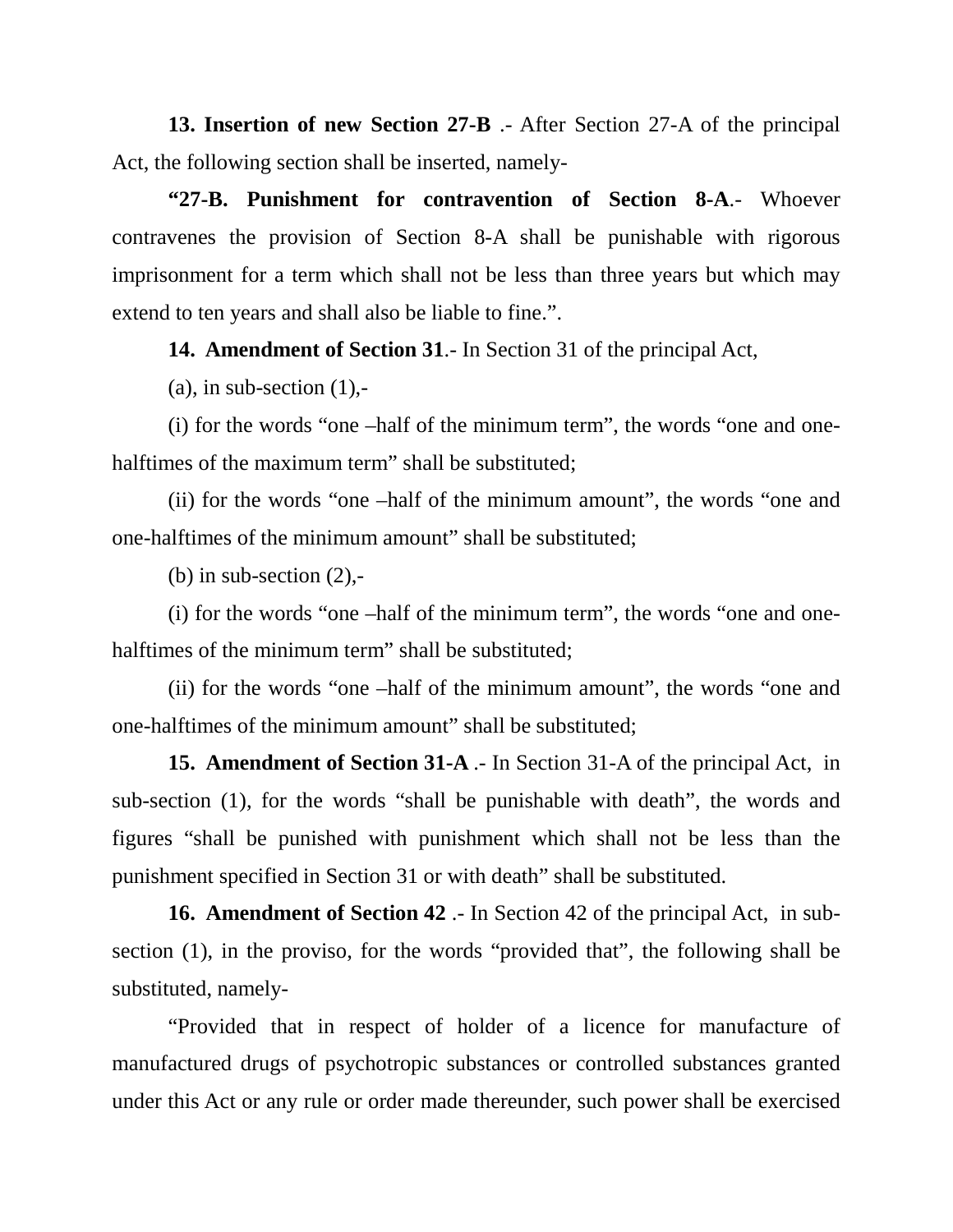**13. Insertion of new Section 27-B** .- After Section 27-A of the principal Act, the following section shall be inserted, namely-

**"27-B. Punishment for contravention of Section 8-A**.- Whoever contravenes the provision of Section 8-A shall be punishable with rigorous imprisonment for a term which shall not be less than three years but which may extend to ten years and shall also be liable to fine.".

**14. Amendment of Section 31**.- In Section 31 of the principal Act,

(a), in sub-section (1),-

(i) for the words "one –half of the minimum term", the words "one and one-halftimes of the maximum term" shall be substituted;

(ii) for the words "one –half of the minimum amount", the words "one and one-halftimes of the minimum amount" shall be substituted;

(b) in sub-section (2),-

(i) for the words "one –half of the minimum term", the words "one and one-halftimes of the minimum term" shall be substituted;

(ii) for the words "one –half of the minimum amount", the words "one and one-halftimes of the minimum amount" shall be substituted;

**15. Amendment of Section 31-A** .- In Section 31-A of the principal Act, in sub-section (1), for the words "shall be punishable with death", the words and figures "shall be punished with punishment which shall not be less than the punishment specified in Section 31 or with death" shall be substituted.

**16. Amendment of Section 42** .- In Section 42 of the principal Act, in sub-section (1), in the proviso, for the words "provided that", the following shall be substituted, namely-

"Provided that in respect of holder of a licence for manufacture of manufactured drugs of psychotropic substances or controlled substances granted under this Act or any rule or order made thereunder, such power shall be exercised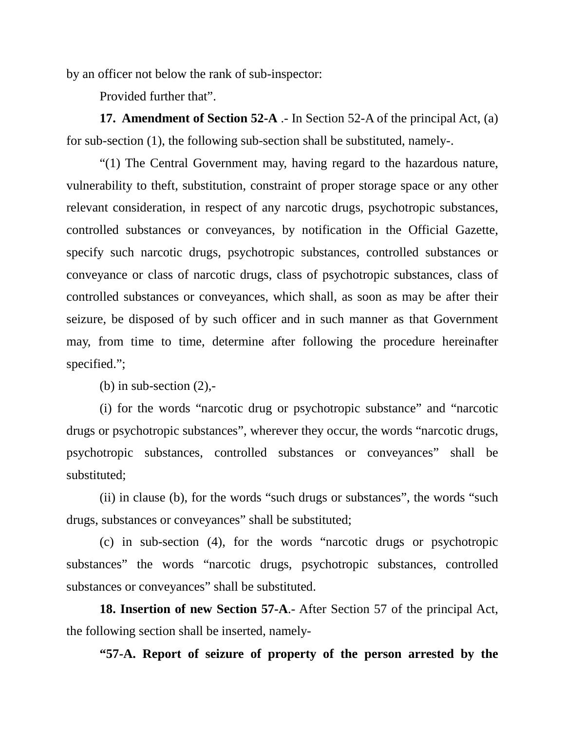by an officer not below the rank of sub-inspector:

Provided further that".

**17. Amendment of Section 52-A** .- In Section 52-A of the principal Act, (a) for sub-section (1), the following sub-section shall be substituted, namely-.

"(1) The Central Government may, having regard to the hazardous nature, vulnerability to theft, substitution, constraint of proper storage space or any other relevant consideration, in respect of any narcotic drugs, psychotropic substances, controlled substances or conveyances, by notification in the Official Gazette, specify such narcotic drugs, psychotropic substances, controlled substances or conveyance or class of narcotic drugs, class of psychotropic substances, class of controlled substances or conveyances, which shall, as soon as may be after their seizure, be disposed of by such officer and in such manner as that Government may, from time to time, determine after following the procedure hereinafter specified.";

(b) in sub-section (2),-

(i) for the words "narcotic drug or psychotropic substance" and "narcotic drugs or psychotropic substances", wherever they occur, the words "narcotic drugs, psychotropic substances, controlled substances or conveyances" shall be substituted;

(ii) in clause (b), for the words "such drugs or substances", the words "such drugs, substances or conveyances" shall be substituted;

(c) in sub-section (4), for the words "narcotic drugs or psychotropic substances" the words "narcotic drugs, psychotropic substances, controlled substances or conveyances" shall be substituted.

**18. Insertion of new Section 57-A**.- After Section 57 of the principal Act, the following section shall be inserted, namely-

**"57-A. Report of seizure of property of the person arrested by the**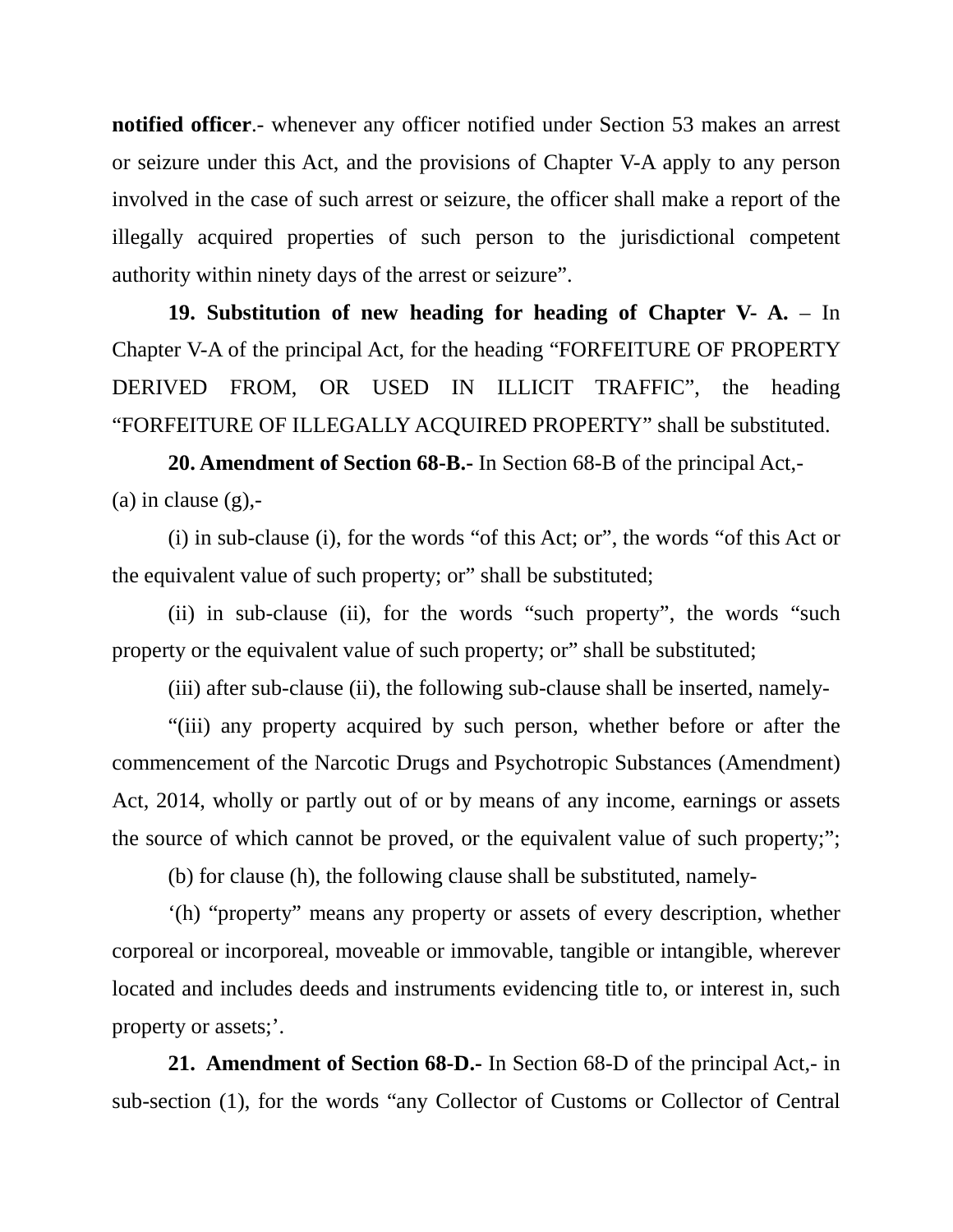**notified officer**.- whenever any officer notified under Section 53 makes an arrest or seizure under this Act, and the provisions of Chapter V-A apply to any person involved in the case of such arrest or seizure, the officer shall make a report of the illegally acquired properties of such person to the jurisdictional competent authority within ninety days of the arrest or seizure".

**19. Substitution of new heading for heading of Chapter V- A.** – In Chapter V-A of the principal Act, for the heading "FORFEITURE OF PROPERTY DERIVED FROM, OR USED IN ILLICIT TRAFFIC", the heading "FORFEITURE OF ILLEGALLY ACQUIRED PROPERTY" shall be substituted.

**20. Amendment of Section 68-B.-** In Section 68-B of the principal Act,-

(a) in clause (g),-

(i) in sub-clause (i), for the words "of this Act; or", the words "of this Act or the equivalent value of such property; or" shall be substituted;

(ii) in sub-clause (ii), for the words "such property", the words "such property or the equivalent value of such property; or" shall be substituted;

(iii) after sub-clause (ii), the following sub-clause shall be inserted, namely-

"(iii) any property acquired by such person, whether before or after the commencement of the Narcotic Drugs and Psychotropic Substances (Amendment) Act, 2014, wholly or partly out of or by means of any income, earnings or assets the source of which cannot be proved, or the equivalent value of such property;";

(b) for clause (h), the following clause shall be substituted, namely-

'(h) "property" means any property or assets of every description, whether corporeal or incorporeal, moveable or immovable, tangible or intangible, wherever located and includes deeds and instruments evidencing title to, or interest in, such property or assets;'.

**21. Amendment of Section 68-D.-** In Section 68-D of the principal Act,- in sub-section (1), for the words "any Collector of Customs or Collector of Central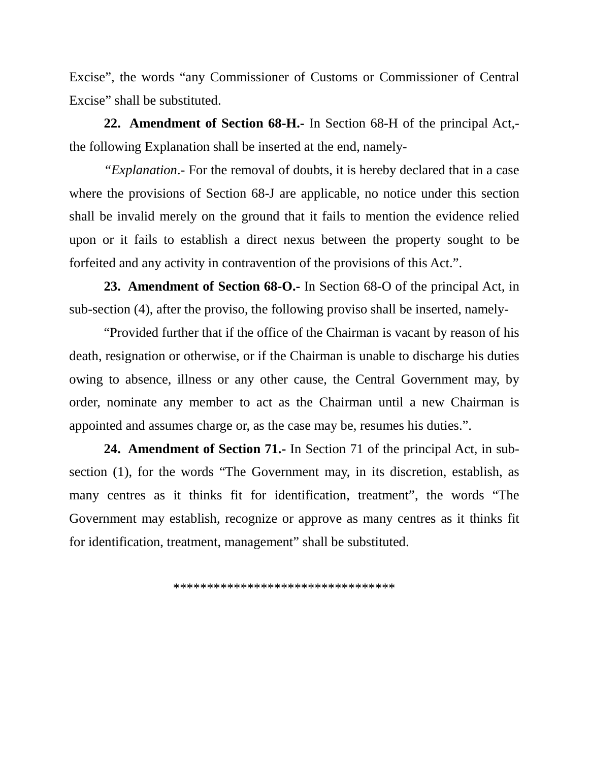Excise", the words "any Commissioner of Customs or Commissioner of Central Excise" shall be substituted.

**22. Amendment of Section 68-H.-** In Section 68-H of the principal Act,- the following Explanation shall be inserted at the end, namely-

"*Explanation*.- For the removal of doubts, it is hereby declared that in a case where the provisions of Section 68-J are applicable, no notice under this section shall be invalid merely on the ground that it fails to mention the evidence relied upon or it fails to establish a direct nexus between the property sought to be forfeited and any activity in contravention of the provisions of this Act.".

**23. Amendment of Section 68-O.-** In Section 68-O of the principal Act, in sub-section (4), after the proviso, the following proviso shall be inserted, namely-

"Provided further that if the office of the Chairman is vacant by reason of his death, resignation or otherwise, or if the Chairman is unable to discharge his duties owing to absence, illness or any other cause, the Central Government may, by order, nominate any member to act as the Chairman until a new Chairman is appointed and assumes charge or, as the case may be, resumes his duties.".

**24. Amendment of Section 71.-** In Section 71 of the principal Act, in sub-section (1), for the words "The Government may, in its discretion, establish, as many centres as it thinks fit for identification, treatment", the words "The Government may establish, recognize or approve as many centres as it thinks fit for identification, treatment, management" shall be substituted.

*******************************